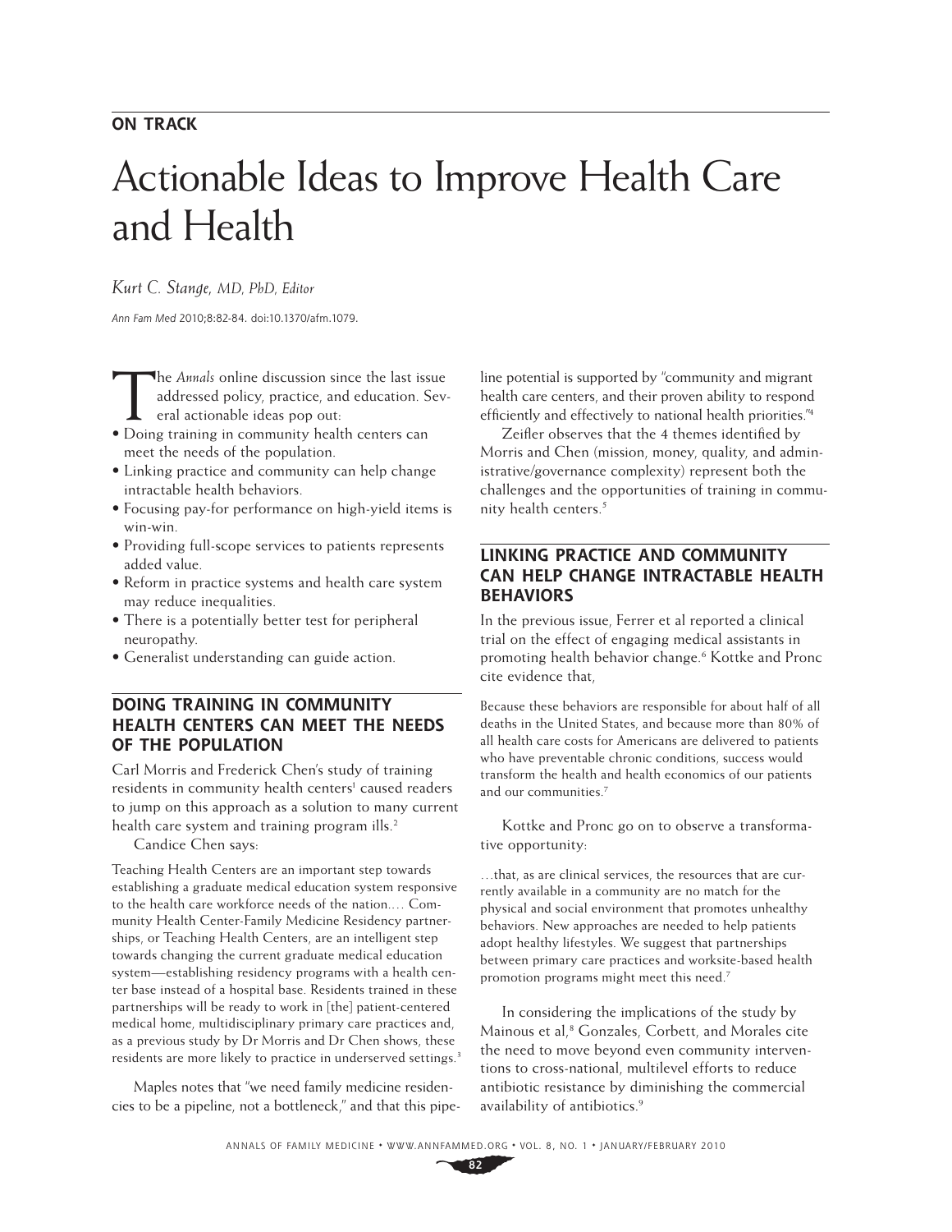**ON TRACK**

# Actionable Ideas to Improve Health Care and Health

*Kurt C. Stange, MD, PhD, Editor*

*Ann Fam Med* 2010;8:82-84. doi:10.1370/afm.1079.

The *Annals* online discussion since the last issue addressed policy, practice, and education. Several actionable ideas pop out:

- Doing training in community health centers can meet the needs of the population.
- Linking practice and community can help change intractable health behaviors.
- Focusing pay-for performance on high-yield items is win-win.
- Providing full-scope services to patients represents added value.
- Reform in practice systems and health care system may reduce inequalities.
- There is a potentially better test for peripheral neuropathy.
- Generalist understanding can guide action.

## DOING TRAINING IN COMMUNITY HEALTH CENTERS CAN MEET THE NEEDS OF THE POPULATION

Carl Morris and Frederick Chen's study of training residents in community health centers[1] caused readers to jump on this approach as a solution to many current health care system and training program ills.[2]

Candice Chen says:

> Teaching Health Centers are an important step towards establishing a graduate medical education system responsive to the health care workforce needs of the nation.… Community Health Center-Family Medicine Residency partnerships, or Teaching Health Centers, are an intelligent step towards changing the current graduate medical education system—establishing residency programs with a health center base instead of a hospital base. Residents trained in these partnerships will be ready to work in [the] patient-centered medical home, multidisciplinary primary care practices and, as a previous study by Dr Morris and Dr Chen shows, these residents are more likely to practice in underserved settings.[3]

Maples notes that "we need family medicine residencies to be a pipeline, not a bottleneck," and that this pipeline potential is supported by "community and migrant health care centers, and their proven ability to respond efficiently and effectively to national health priorities."[4]

Zeifler observes that the 4 themes identified by Morris and Chen (mission, money, quality, and administrative/governance complexity) represent both the challenges and the opportunities of training in community health centers.[5]

## LINKING PRACTICE AND COMMUNITY CAN HELP CHANGE INTRACTABLE HEALTH BEHAVIORS

In the previous issue, Ferrer et al reported a clinical trial on the effect of engaging medical assistants in promoting health behavior change.[6] Kottke and Pronc cite evidence that,

> Because these behaviors are responsible for about half of all deaths in the United States, and because more than 80% of all health care costs for Americans are delivered to patients who have preventable chronic conditions, success would transform the health and health economics of our patients and our communities.[7]

Kottke and Pronc go on to observe a transformative opportunity:

> …that, as are clinical services, the resources that are currently available in a community are no match for the physical and social environment that promotes unhealthy behaviors. New approaches are needed to help patients adopt healthy lifestyles. We suggest that partnerships between primary care practices and worksite-based health promotion programs might meet this need.[7]

In considering the implications of the study by Mainous et al,[8] Gonzales, Corbett, and Morales cite the need to move beyond even community interventions to cross-national, multilevel efforts to reduce antibiotic resistance by diminishing the commercial availability of antibiotics.[9]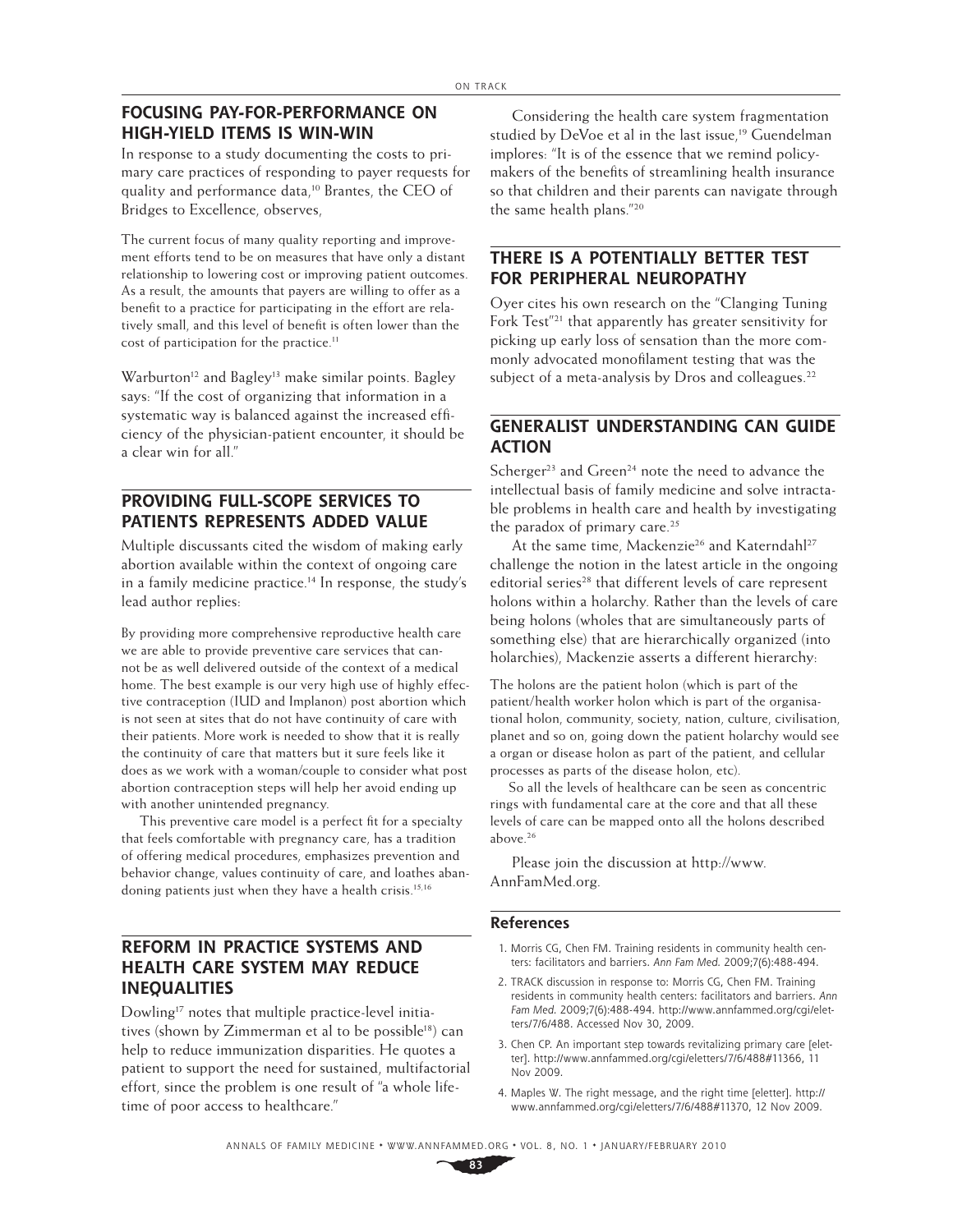## FOCUSING PAY-FOR-PERFORMANCE ON HIGH-YIELD ITEMS IS WIN-WIN

In response to a study documenting the costs to primary care practices of responding to payer requests for quality and performance data,[10] Brantes, the CEO of Bridges to Excellence, observes,

> The current focus of many quality reporting and improvement efforts tend to be on measures that have only a distant relationship to lowering cost or improving patient outcomes. As a result, the amounts that payers are willing to offer as a benefit to a practice for participating in the effort are relatively small, and this level of benefit is often lower than the cost of participation for the practice.[11]

Warburton[12] and Bagley[13] make similar points. Bagley says: "If the cost of organizing that information in a systematic way is balanced against the increased efficiency of the physician-patient encounter, it should be a clear win for all."

## PROVIDING FULL-SCOPE SERVICES TO PATIENTS REPRESENTS ADDED VALUE

Multiple discussants cited the wisdom of making early abortion available within the context of ongoing care in a family medicine practice.[14] In response, the study's lead author replies:

> By providing more comprehensive reproductive health care we are able to provide preventive care services that cannot be as well delivered outside of the context of a medical home. The best example is our very high use of highly effective contraception (IUD and Implanon) post abortion which is not seen at sites that do not have continuity of care with their patients. More work is needed to show that it is really the continuity of care that matters but it sure feels like it does as we work with a woman/couple to consider what post abortion contraception steps will help her avoid ending up with another unintended pregnancy.
>
> This preventive care model is a perfect fit for a specialty that feels comfortable with pregnancy care, has a tradition of offering medical procedures, emphasizes prevention and behavior change, values continuity of care, and loathes abandoning patients just when they have a health crisis.[15,16]

## REFORM IN PRACTICE SYSTEMS AND HEALTH CARE SYSTEM MAY REDUCE INEQUALITIES

Dowling[17] notes that multiple practice-level initiatives (shown by Zimmerman et al to be possible[18]) can help to reduce immunization disparities. He quotes a patient to support the need for sustained, multifactorial effort, since the problem is one result of "a whole lifetime of poor access to healthcare."

Considering the health care system fragmentation studied by DeVoe et al in the last issue,[19] Guendelman implores: "It is of the essence that we remind policymakers of the benefits of streamlining health insurance so that children and their parents can navigate through the same health plans."[20]

## THERE IS A POTENTIALLY BETTER TEST FOR PERIPHERAL NEUROPATHY

Oyer cites his own research on the "Clanging Tuning Fork Test"[21] that apparently has greater sensitivity for picking up early loss of sensation than the more commonly advocated monofilament testing that was the subject of a meta-analysis by Dros and colleagues.[22]

## GENERALIST UNDERSTANDING CAN GUIDE ACTION

Scherger[23] and Green[24] note the need to advance the intellectual basis of family medicine and solve intractable problems in health care and health by investigating the paradox of primary care.[25]

At the same time, Mackenzie[26] and Katerndahl[27] challenge the notion in the latest article in the ongoing editorial series[28] that different levels of care represent holons within a holarchy. Rather than the levels of care being holons (wholes that are simultaneously parts of something else) that are hierarchically organized (into holarchies), Mackenzie asserts a different hierarchy:

> The holons are the patient holon (which is part of the patient/health worker holon which is part of the organisational holon, community, society, nation, culture, civilisation, planet and so on, going down the patient holarchy would see a organ or disease holon as part of the patient, and cellular processes as parts of the disease holon, etc).
>
> So all the levels of healthcare can be seen as concentric rings with fundamental care at the core and that all these levels of care can be mapped onto all the holons described above.[26]

Please join the discussion at http://www.AnnFamMed.org.

## References

1. Morris CG, Chen FM. Training residents in community health centers: facilitators and barriers. *Ann Fam Med.* 2009;7(6):488-494.
2. TRACK discussion in response to: Morris CG, Chen FM. Training residents in community health centers: facilitators and barriers. *Ann Fam Med.* 2009;7(6):488-494. http://www.annfammed.org/cgi/eletters/7/6/488. Accessed Nov 30, 2009.
3. Chen CP. An important step towards revitalizing primary care [eletter]. http://www.annfammed.org/cgi/eletters/7/6/488#11366, 11 Nov 2009.
4. Maples W. The right message, and the right time [eletter]. http://www.annfammed.org/cgi/eletters/7/6/488#11370, 12 Nov 2009.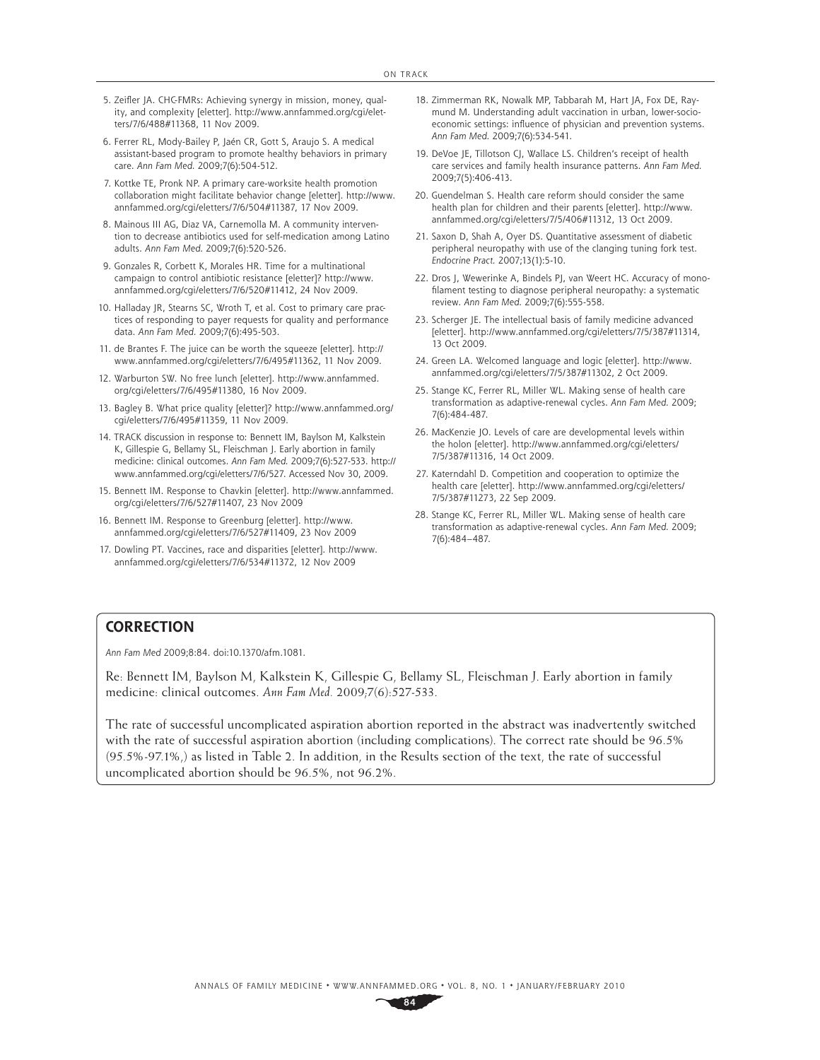5. Zeifler JA. CHC-FMRs: Achieving synergy in mission, money, quality, and complexity [eletter]. http://www.annfammed.org/cgi/eletters/7/6/488#11368, 11 Nov 2009.
6. Ferrer RL, Mody-Bailey P, Jaén CR, Gott S, Araujo S. A medical assistant-based program to promote healthy behaviors in primary care. *Ann Fam Med.* 2009;7(6):504-512.
7. Kottke TE, Pronk NP. A primary care-worksite health promotion collaboration might facilitate behavior change [eletter]. http://www.annfammed.org/cgi/eletters/7/6/504#11387, 17 Nov 2009.
8. Mainous III AG, Diaz VA, Carnemolla M. A community intervention to decrease antibiotics used for self-medication among Latino adults. *Ann Fam Med.* 2009;7(6):520-526.
9. Gonzales R, Corbett K, Morales HR. Time for a multinational campaign to control antibiotic resistance [eletter]? http://www.annfammed.org/cgi/eletters/7/6/520#11412, 24 Nov 2009.
10. Halladay JR, Stearns SC, Wroth T, et al. Cost to primary care practices of responding to payer requests for quality and performance data. *Ann Fam Med.* 2009;7(6):495-503.
11. de Brantes F. The juice can be worth the squeeze [eletter]. http://www.annfammed.org/cgi/eletters/7/6/495#11362, 11 Nov 2009.
12. Warburton SW. No free lunch [eletter]. http://www.annfammed.org/cgi/eletters/7/6/495#11380, 16 Nov 2009.
13. Bagley B. What price quality [eletter]? http://www.annfammed.org/cgi/eletters/7/6/495#11359, 11 Nov 2009.
14. TRACK discussion in response to: Bennett IM, Baylson M, Kalkstein K, Gillespie G, Bellamy SL, Fleischman J. Early abortion in family medicine: clinical outcomes. *Ann Fam Med.* 2009;7(6):527-533. http://www.annfammed.org/cgi/eletters/7/6/527. Accessed Nov 30, 2009.
15. Bennett IM. Response to Chavkin [eletter]. http://www.annfammed.org/cgi/eletters/7/6/527#11407, 23 Nov 2009
16. Bennett IM. Response to Greenburg [eletter]. http://www.annfammed.org/cgi/eletters/7/6/527#11409, 23 Nov 2009
17. Dowling PT. Vaccines, race and disparities [eletter]. http://www.annfammed.org/cgi/eletters/7/6/534#11372, 12 Nov 2009
18. Zimmerman RK, Nowalk MP, Tabbarah M, Hart JA, Fox DE, Raymund M. Understanding adult vaccination in urban, lower-socioeconomic settings: influence of physician and prevention systems. *Ann Fam Med.* 2009;7(6):534-541.
19. DeVoe JE, Tillotson CJ, Wallace LS. Children's receipt of health care services and family health insurance patterns. *Ann Fam Med.* 2009;7(5):406-413.
20. Guendelman S. Health care reform should consider the same health plan for children and their parents [eletter]. http://www.annfammed.org/cgi/eletters/7/5/406#11312, 13 Oct 2009.
21. Saxon D, Shah A, Oyer DS. Quantitative assessment of diabetic peripheral neuropathy with use of the clanging tuning fork test. *Endocrine Pract.* 2007;13(1):5-10.
22. Dros J, Wewerinke A, Bindels PJ, van Weert HC. Accuracy of monofilament testing to diagnose peripheral neuropathy: a systematic review. *Ann Fam Med.* 2009;7(6):555-558.
23. Scherger JE. The intellectual basis of family medicine advanced [eletter]. http://www.annfammed.org/cgi/eletters/7/5/387#11314, 13 Oct 2009.
24. Green LA. Welcomed language and logic [eletter]. http://www.annfammed.org/cgi/eletters/7/5/387#11302, 2 Oct 2009.
25. Stange KC, Ferrer RL, Miller WL. Making sense of health care transformation as adaptive-renewal cycles. *Ann Fam Med.* 2009; 7(6):484-487.
26. MacKenzie JO. Levels of care are developmental levels within the holon [eletter]. http://www.annfammed.org/cgi/eletters/7/5/387#11316, 14 Oct 2009.
27. Katerndahl D. Competition and cooperation to optimize the health care [eletter]. http://www.annfammed.org/cgi/eletters/7/5/387#11273, 22 Sep 2009.
28. Stange KC, Ferrer RL, Miller WL. Making sense of health care transformation as adaptive-renewal cycles. *Ann Fam Med.* 2009; 7(6):484–487.

## CORRECTION

*Ann Fam Med* 2009;8:84. doi:10.1370/afm.1081.

Re: Bennett IM, Baylson M, Kalkstein K, Gillespie G, Bellamy SL, Fleischman J. Early abortion in family medicine: clinical outcomes. *Ann Fam Med.* 2009;7(6):527-533.

The rate of successful uncomplicated aspiration abortion reported in the abstract was inadvertently switched with the rate of successful aspiration abortion (including complications). The correct rate should be 96.5% (95.5%-97.1%,) as listed in Table 2. In addition, in the Results section of the text, the rate of successful uncomplicated abortion should be 96.5%, not 96.2%.